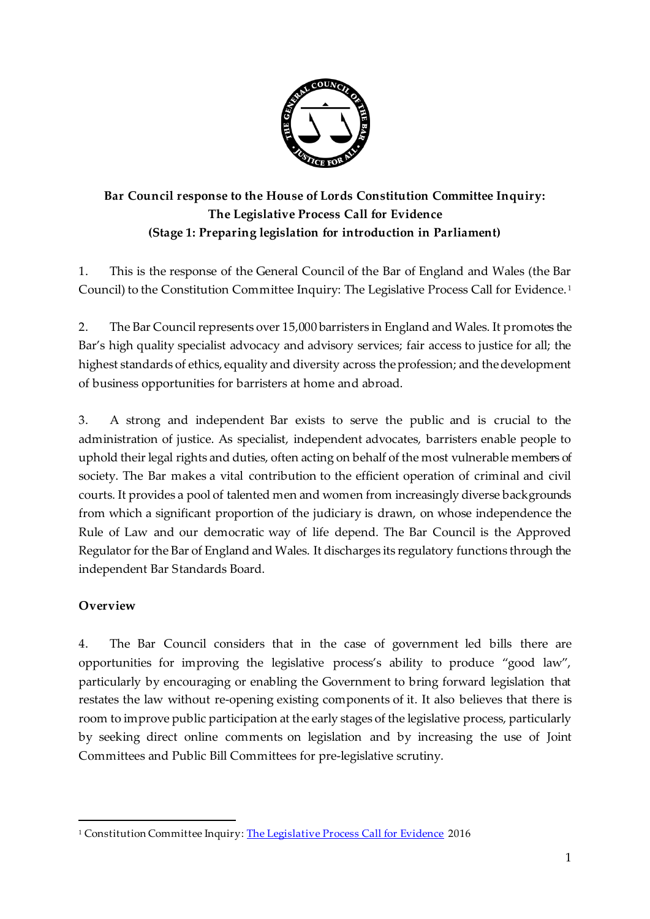**Bar Council response to the House of Lords Constitution Committee Inquiry: The Legislative Process Call for Evidence (Stage 1: Preparing legislation for introduction in Parliament)**

1. This is the response of the General Council of the Bar of England and Wales (the Bar Council) to the Constitution Committee Inquiry: The Legislative Process Call for Evidence.[1]

2. The Bar Council represents over 15,000 barristers in England and Wales. It promotes the Bar's high quality specialist advocacy and advisory services; fair access to justice for all; the highest standards of ethics, equality and diversity across the profession; and the development of business opportunities for barristers at home and abroad.

3. A strong and independent Bar exists to serve the public and is crucial to the administration of justice. As specialist, independent advocates, barristers enable people to uphold their legal rights and duties, often acting on behalf of the most vulnerable members of society. The Bar makes a vital contribution to the efficient operation of criminal and civil courts. It provides a pool of talented men and women from increasingly diverse backgrounds from which a significant proportion of the judiciary is drawn, on whose independence the Rule of Law and our democratic way of life depend. The Bar Council is the Approved Regulator for the Bar of England and Wales. It discharges its regulatory functions through the independent Bar Standards Board.

**Overview**

4. The Bar Council considers that in the case of government led bills there are opportunities for improving the legislative process's ability to produce "good law", particularly by encouraging or enabling the Government to bring forward legislation that restates the law without re-opening existing components of it. It also believes that there is room to improve public participation at the early stages of the legislative process, particularly by seeking direct online comments on legislation and by increasing the use of Joint Committees and Public Bill Committees for pre-legislative scrutiny.

---

[1] Constitution Committee Inquiry: The Legislative Process Call for Evidence 2016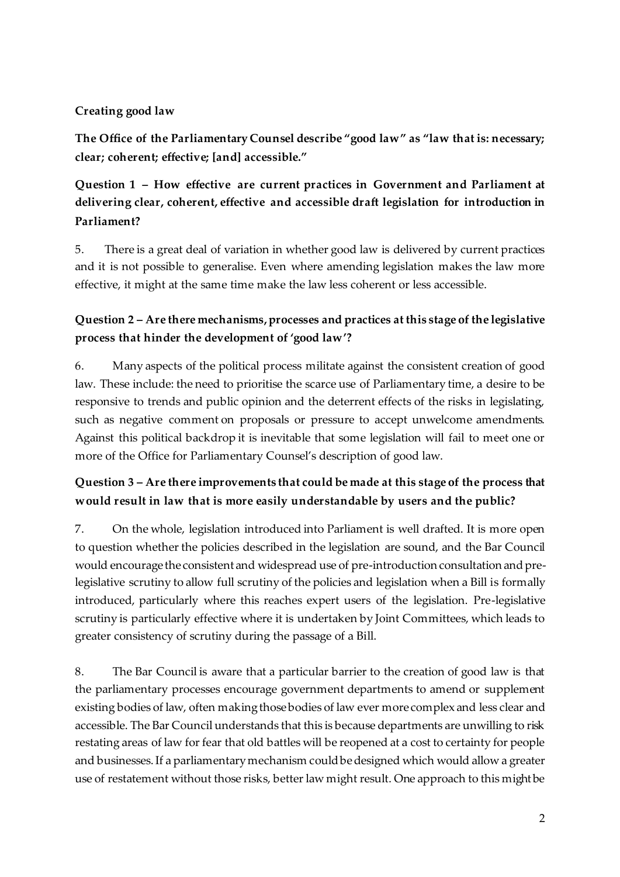**Creating good law**

**The Office of the Parliamentary Counsel describe "good law" as "law that is: necessary; clear; coherent; effective; [and] accessible."**

**Question 1 – How effective are current practices in Government and Parliament at delivering clear, coherent, effective and accessible draft legislation for introduction in Parliament?**

5. There is a great deal of variation in whether good law is delivered by current practices and it is not possible to generalise. Even where amending legislation makes the law more effective, it might at the same time make the law less coherent or less accessible.

**Question 2 – Are there mechanisms, processes and practices at this stage of the legislative process that hinder the development of 'good law'?**

6. Many aspects of the political process militate against the consistent creation of good law. These include: the need to prioritise the scarce use of Parliamentary time, a desire to be responsive to trends and public opinion and the deterrent effects of the risks in legislating, such as negative comment on proposals or pressure to accept unwelcome amendments. Against this political backdrop it is inevitable that some legislation will fail to meet one or more of the Office for Parliamentary Counsel's description of good law.

**Question 3 – Are there improvements that could be made at this stage of the process that would result in law that is more easily understandable by users and the public?**

7. On the whole, legislation introduced into Parliament is well drafted. It is more open to question whether the policies described in the legislation are sound, and the Bar Council would encourage the consistent and widespread use of pre-introduction consultation and pre-legislative scrutiny to allow full scrutiny of the policies and legislation when a Bill is formally introduced, particularly where this reaches expert users of the legislation. Pre-legislative scrutiny is particularly effective where it is undertaken by Joint Committees, which leads to greater consistency of scrutiny during the passage of a Bill.

8. The Bar Council is aware that a particular barrier to the creation of good law is that the parliamentary processes encourage government departments to amend or supplement existing bodies of law, often making those bodies of law ever more complex and less clear and accessible. The Bar Council understands that this is because departments are unwilling to risk restating areas of law for fear that old battles will be reopened at a cost to certainty for people and businesses. If a parliamentary mechanism could be designed which would allow a greater use of restatement without those risks, better law might result. One approach to this might be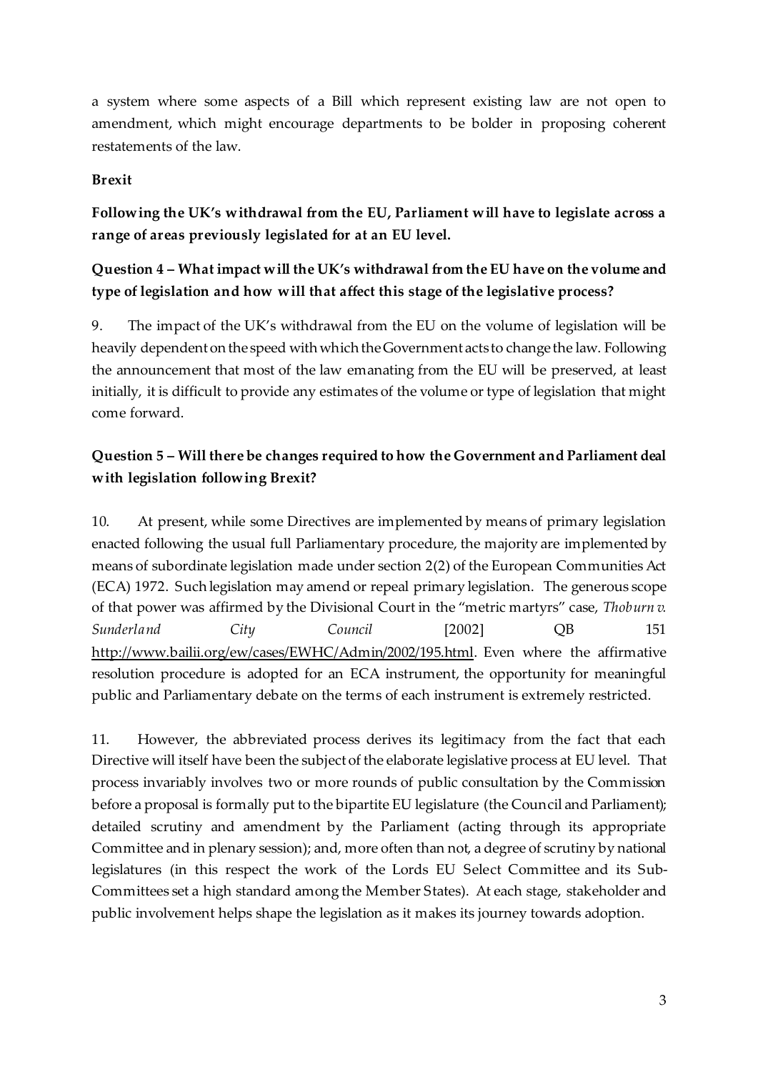a system where some aspects of a Bill which represent existing law are not open to amendment, which might encourage departments to be bolder in proposing coherent restatements of the law.

**Brexit**

**Following the UK's withdrawal from the EU, Parliament will have to legislate across a range of areas previously legislated for at an EU level.**

**Question 4 – What impact will the UK's withdrawal from the EU have on the volume and type of legislation and how will that affect this stage of the legislative process?**

9. The impact of the UK's withdrawal from the EU on the volume of legislation will be heavily dependent on the speed with which the Government acts to change the law. Following the announcement that most of the law emanating from the EU will be preserved, at least initially, it is difficult to provide any estimates of the volume or type of legislation that might come forward.

**Question 5 – Will there be changes required to how the Government and Parliament deal with legislation following Brexit?**

10. At present, while some Directives are implemented by means of primary legislation enacted following the usual full Parliamentary procedure, the majority are implemented by means of subordinate legislation made under section 2(2) of the European Communities Act (ECA) 1972. Such legislation may amend or repeal primary legislation. The generous scope of that power was affirmed by the Divisional Court in the "metric martyrs" case, *Thoburn v. Sunderland City Council* [2002] QB 151 http://www.bailii.org/ew/cases/EWHC/Admin/2002/195.html. Even where the affirmative resolution procedure is adopted for an ECA instrument, the opportunity for meaningful public and Parliamentary debate on the terms of each instrument is extremely restricted.

11. However, the abbreviated process derives its legitimacy from the fact that each Directive will itself have been the subject of the elaborate legislative process at EU level. That process invariably involves two or more rounds of public consultation by the Commission before a proposal is formally put to the bipartite EU legislature (the Council and Parliament); detailed scrutiny and amendment by the Parliament (acting through its appropriate Committee and in plenary session); and, more often than not, a degree of scrutiny by national legislatures (in this respect the work of the Lords EU Select Committee and its Sub-Committees set a high standard among the Member States). At each stage, stakeholder and public involvement helps shape the legislation as it makes its journey towards adoption.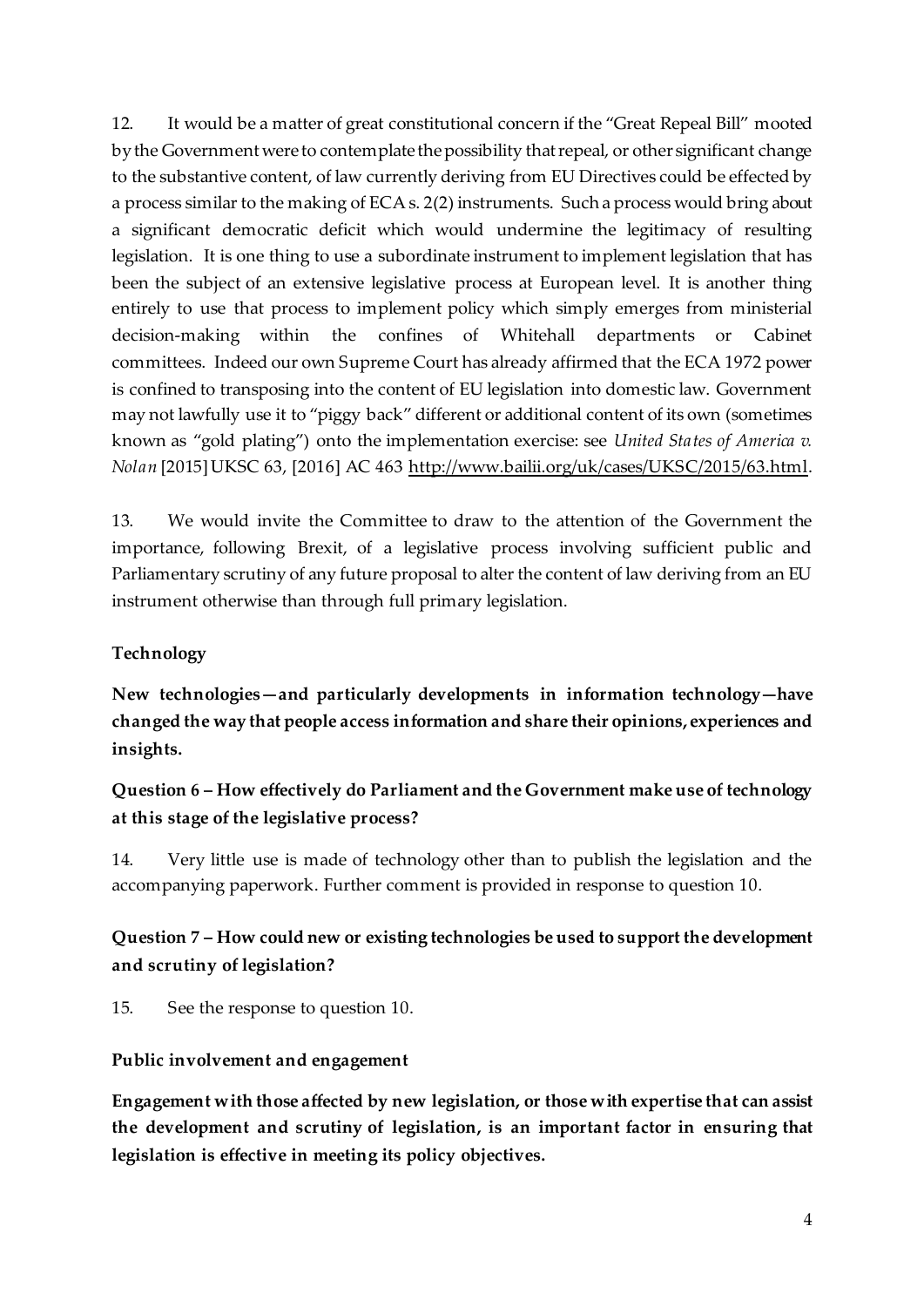12. It would be a matter of great constitutional concern if the "Great Repeal Bill" mooted by the Government were to contemplate the possibility that repeal, or other significant change to the substantive content, of law currently deriving from EU Directives could be effected by a process similar to the making of ECA s. 2(2) instruments. Such a process would bring about a significant democratic deficit which would undermine the legitimacy of resulting legislation. It is one thing to use a subordinate instrument to implement legislation that has been the subject of an extensive legislative process at European level. It is another thing entirely to use that process to implement policy which simply emerges from ministerial decision-making within the confines of Whitehall departments or Cabinet committees. Indeed our own Supreme Court has already affirmed that the ECA 1972 power is confined to transposing into the content of EU legislation into domestic law. Government may not lawfully use it to "piggy back" different or additional content of its own (sometimes known as "gold plating") onto the implementation exercise: see *United States of America v. Nolan* [2015] UKSC 63, [2016] AC 463 http://www.bailii.org/uk/cases/UKSC/2015/63.html.

13. We would invite the Committee to draw to the attention of the Government the importance, following Brexit, of a legislative process involving sufficient public and Parliamentary scrutiny of any future proposal to alter the content of law deriving from an EU instrument otherwise than through full primary legislation.

**Technology**

**New technologies—and particularly developments in information technology—have changed the way that people access information and share their opinions, experiences and insights.**

**Question 6 – How effectively do Parliament and the Government make use of technology at this stage of the legislative process?**

14. Very little use is made of technology other than to publish the legislation and the accompanying paperwork. Further comment is provided in response to question 10.

**Question 7 – How could new or existing technologies be used to support the development and scrutiny of legislation?**

15. See the response to question 10.

**Public involvement and engagement**

**Engagement with those affected by new legislation, or those with expertise that can assist the development and scrutiny of legislation, is an important factor in ensuring that legislation is effective in meeting its policy objectives.**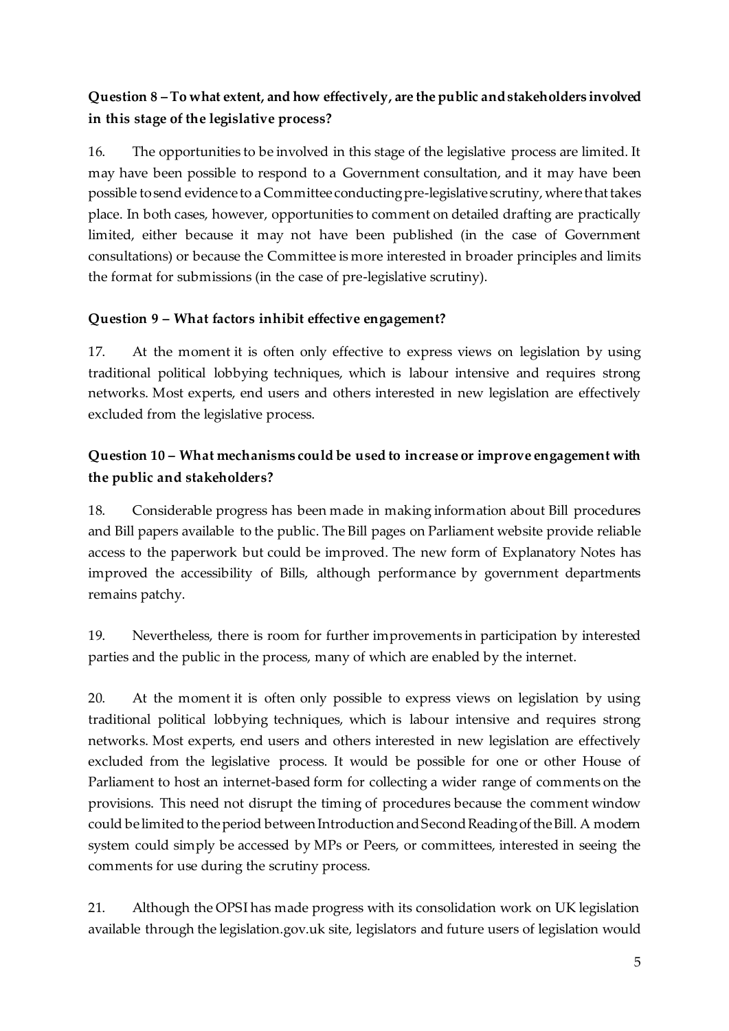**Question 8 – To what extent, and how effectively, are the public and stakeholders involved in this stage of the legislative process?**

16. The opportunities to be involved in this stage of the legislative process are limited. It may have been possible to respond to a Government consultation, and it may have been possible to send evidence to a Committee conducting pre-legislative scrutiny, where that takes place. In both cases, however, opportunities to comment on detailed drafting are practically limited, either because it may not have been published (in the case of Government consultations) or because the Committee is more interested in broader principles and limits the format for submissions (in the case of pre-legislative scrutiny).

**Question 9 – What factors inhibit effective engagement?**

17. At the moment it is often only effective to express views on legislation by using traditional political lobbying techniques, which is labour intensive and requires strong networks. Most experts, end users and others interested in new legislation are effectively excluded from the legislative process.

**Question 10 – What mechanisms could be used to increase or improve engagement with the public and stakeholders?**

18. Considerable progress has been made in making information about Bill procedures and Bill papers available to the public. The Bill pages on Parliament website provide reliable access to the paperwork but could be improved. The new form of Explanatory Notes has improved the accessibility of Bills, although performance by government departments remains patchy.

19. Nevertheless, there is room for further improvements in participation by interested parties and the public in the process, many of which are enabled by the internet.

20. At the moment it is often only possible to express views on legislation by using traditional political lobbying techniques, which is labour intensive and requires strong networks. Most experts, end users and others interested in new legislation are effectively excluded from the legislative process. It would be possible for one or other House of Parliament to host an internet-based form for collecting a wider range of comments on the provisions. This need not disrupt the timing of procedures because the comment window could be limited to the period between Introduction and Second Reading of the Bill. A modern system could simply be accessed by MPs or Peers, or committees, interested in seeing the comments for use during the scrutiny process.

21. Although the OPSI has made progress with its consolidation work on UK legislation available through the legislation.gov.uk site, legislators and future users of legislation would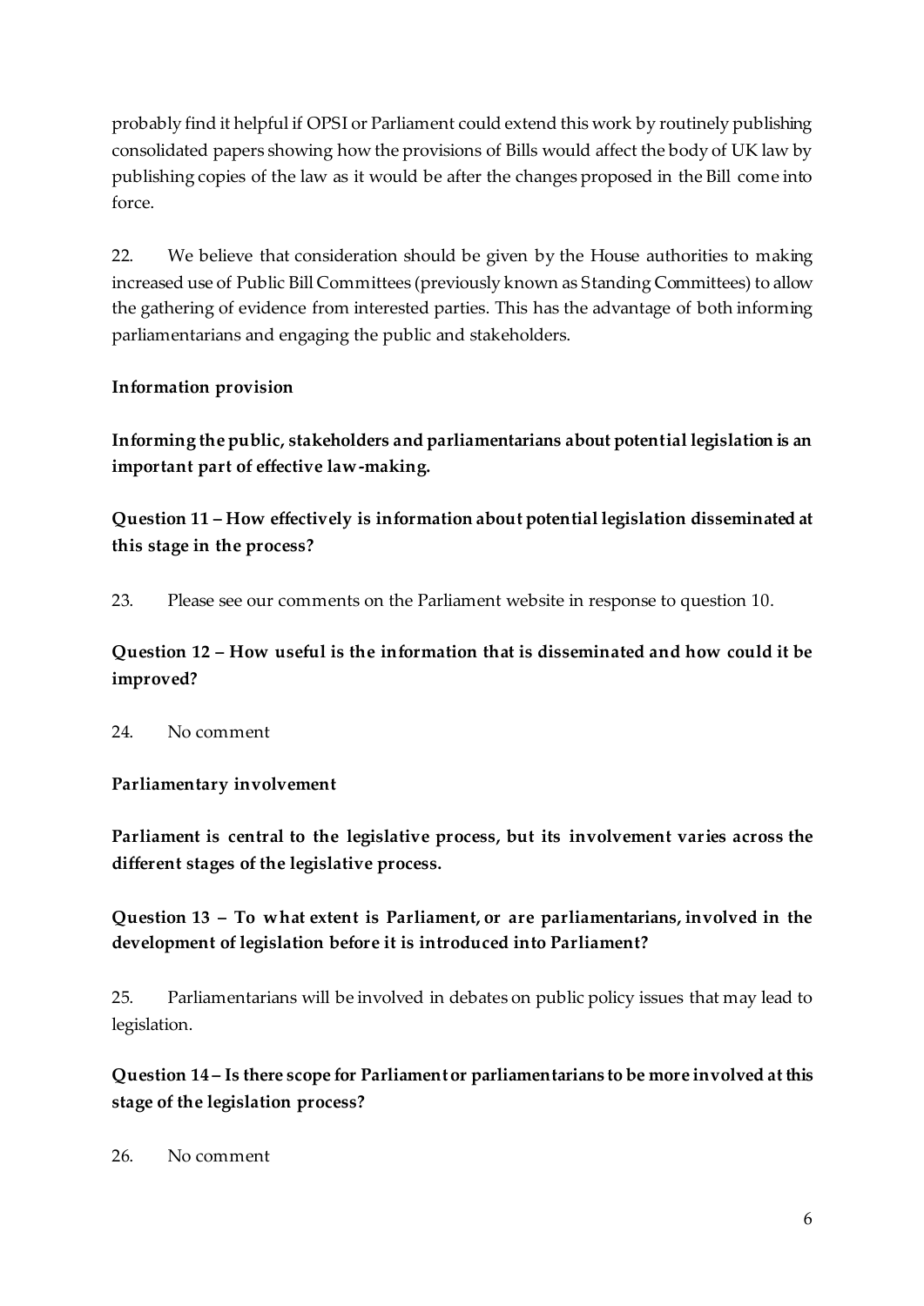probably find it helpful if OPSI or Parliament could extend this work by routinely publishing consolidated papers showing how the provisions of Bills would affect the body of UK law by publishing copies of the law as it would be after the changes proposed in the Bill come into force.

22. We believe that consideration should be given by the House authorities to making increased use of Public Bill Committees (previously known as Standing Committees) to allow the gathering of evidence from interested parties. This has the advantage of both informing parliamentarians and engaging the public and stakeholders.

**Information provision**

**Informing the public, stakeholders and parliamentarians about potential legislation is an important part of effective law-making.**

**Question 11 – How effectively is information about potential legislation disseminated at this stage in the process?**

23. Please see our comments on the Parliament website in response to question 10.

**Question 12 – How useful is the information that is disseminated and how could it be improved?**

24. No comment

**Parliamentary involvement**

**Parliament is central to the legislative process, but its involvement varies across the different stages of the legislative process.**

**Question 13 – To what extent is Parliament, or are parliamentarians, involved in the development of legislation before it is introduced into Parliament?**

25. Parliamentarians will be involved in debates on public policy issues that may lead to legislation.

**Question 14 – Is there scope for Parliament or parliamentarians to be more involved at this stage of the legislation process?**

26. No comment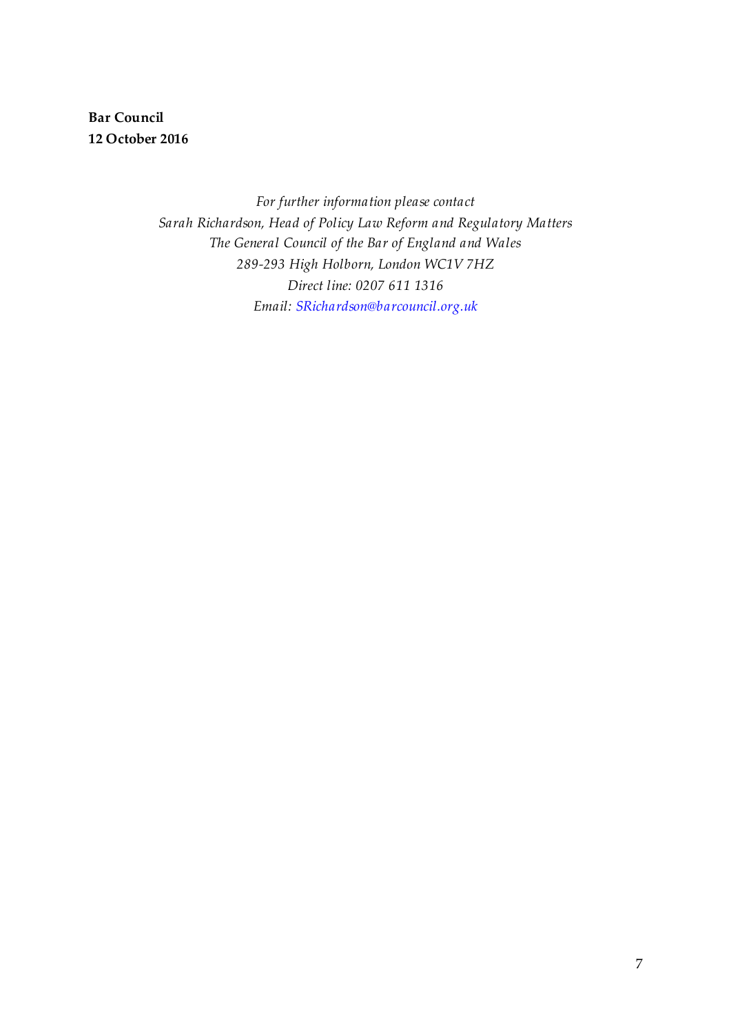**Bar Council**
**12 October 2016**

*For further information please contact*
*Sarah Richardson, Head of Policy Law Reform and Regulatory Matters*
*The General Council of the Bar of England and Wales*
*289-293 High Holborn, London WC1V 7HZ*
*Direct line: 0207 611 1316*
*Email: SRichardson@barcouncil.org.uk*